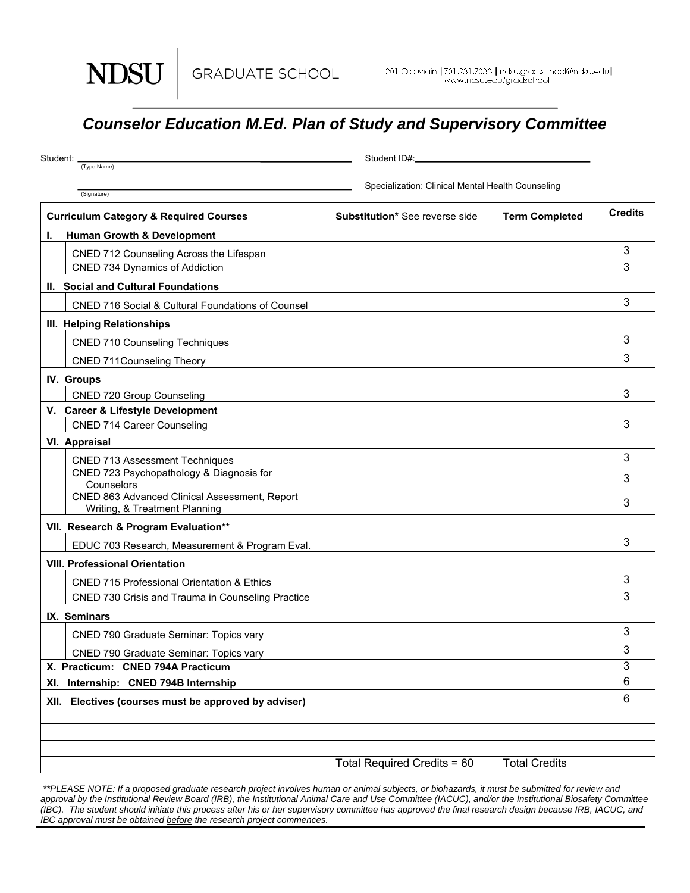NDSU | GRADUATE SCHOOL

201 Old Main | 701.231.7033 | ndsu.grad.school@ndsu.edu | www.ndsu.edu/gradschool

# Counselor Education M.Ed. Plan of Study and Supervisory Committee

Student: ______________________________ Student ID#: ______________________________
(Type Name)

______________________________ Specialization: Clinical Mental Health Counseling
(Signature)

| Curriculum Category & Required Courses | Substitution* See reverse side | Term Completed | Credits |
|---|---|---|---|
| **I. Human Growth & Development** | | | |
| CNED 712 Counseling Across the Lifespan | | | 3 |
| CNED 734 Dynamics of Addiction | | | 3 |
| **II. Social and Cultural Foundations** | | | |
| CNED 716 Social & Cultural Foundations of Counsel | | | 3 |
| **III. Helping Relationships** | | | |
| CNED 710 Counseling Techniques | | | 3 |
| CNED 711Counseling Theory | | | 3 |
| **IV. Groups** | | | |
| CNED 720 Group Counseling | | | 3 |
| **V. Career & Lifestyle Development** | | | |
| CNED 714 Career Counseling | | | 3 |
| **VI. Appraisal** | | | |
| CNED 713 Assessment Techniques | | | 3 |
| CNED 723 Psychopathology & Diagnosis for Counselors | | | 3 |
| CNED 863 Advanced Clinical Assessment, Report Writing, & Treatment Planning | | | 3 |
| **VII. Research & Program Evaluation**** | | | |
| EDUC 703 Research, Measurement & Program Eval. | | | 3 |
| **VIII. Professional Orientation** | | | |
| CNED 715 Professional Orientation & Ethics | | | 3 |
| CNED 730 Crisis and Trauma in Counseling Practice | | | 3 |
| **IX. Seminars** | | | |
| CNED 790 Graduate Seminar: Topics vary | | | 3 |
| CNED 790 Graduate Seminar: Topics vary | | | 3 |
| **X. Practicum: CNED 794A Practicum** | | | 3 |
| **XI. Internship: CNED 794B Internship** | | | 6 |
| **XII. Electives (courses must be approved by adviser)** | | | 6 |
| | | | |
| | | | |
| | | | |
| | Total Required Credits = 60 | Total Credits | |

*\*\*PLEASE NOTE: If a proposed graduate research project involves human or animal subjects, or biohazards, it must be submitted for review and approval by the Institutional Review Board (IRB), the Institutional Animal Care and Use Committee (IACUC), and/or the Institutional Biosafety Committee (IBC). The student should initiate this process after his or her supervisory committee has approved the final research design because IRB, IACUC, and IBC approval must be obtained before the research project commences.*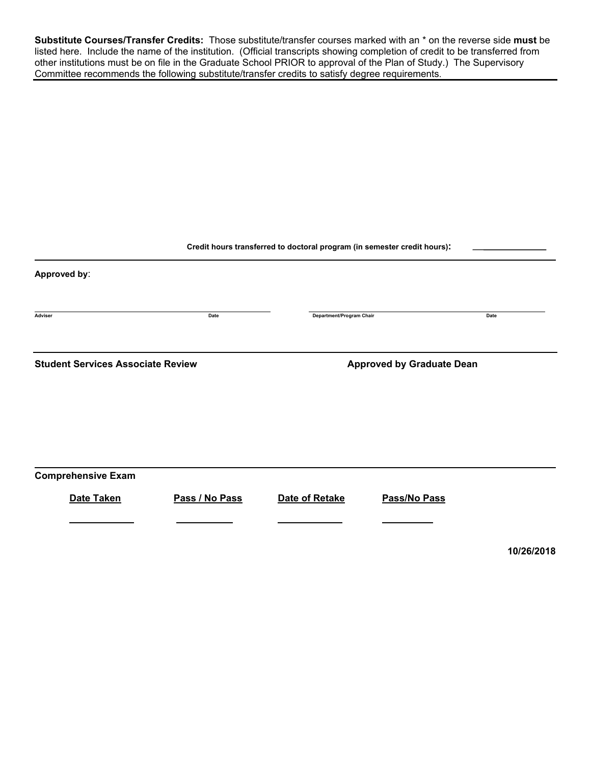**Substitute Courses/Transfer Credits:** Those substitute/transfer courses marked with an * on the reverse side **must** be listed here. Include the name of the institution. (Official transcripts showing completion of credit to be transferred from other institutions must be on file in the Graduate School PRIOR to approval of the Plan of Study.) The Supervisory Committee recommends the following substitute/transfer credits to satisfy degree requirements.

**Credit hours transferred to doctoral program (in semester credit hours):** ______________

**Approved by**:

| Adviser | Date | Department/Program Chair | Date |
|---|---|---|---|
| | | | |

**Student Services Associate Review**

**Approved by Graduate Dean**

**Comprehensive Exam**

| Date Taken | Pass / No Pass | Date of Retake | Pass/No Pass |
|---|---|---|---|
| ____________ | __________ | ____________ | _________ |

**10/26/2018**